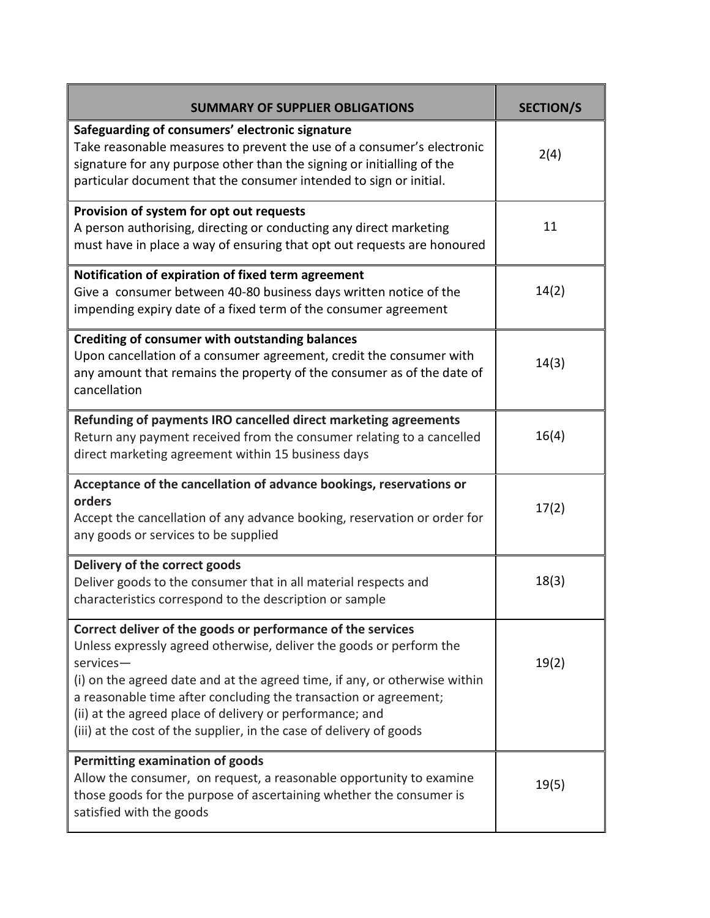| SUMMARY OF SUPPLIER OBLIGATIONS | SECTION/S |
|---|---|
| **Safeguarding of consumers' electronic signature**<br>Take reasonable measures to prevent the use of a consumer's electronic signature for any purpose other than the signing or initialling of the particular document that the consumer intended to sign or initial. | 2(4) |
| **Provision of system for opt out requests**<br>A person authorising, directing or conducting any direct marketing must have in place a way of ensuring that opt out requests are honoured | 11 |
| **Notification of expiration of fixed term agreement**<br>Give a consumer between 40-80 business days written notice of the impending expiry date of a fixed term of the consumer agreement | 14(2) |
| **Crediting of consumer with outstanding balances**<br>Upon cancellation of a consumer agreement, credit the consumer with any amount that remains the property of the consumer as of the date of cancellation | 14(3) |
| **Refunding of payments IRO cancelled direct marketing agreements**<br>Return any payment received from the consumer relating to a cancelled direct marketing agreement within 15 business days | 16(4) |
| **Acceptance of the cancellation of advance bookings, reservations or orders**<br>Accept the cancellation of any advance booking, reservation or order for any goods or services to be supplied | 17(2) |
| **Delivery of the correct goods**<br>Deliver goods to the consumer that in all material respects and characteristics correspond to the description or sample | 18(3) |
| **Correct deliver of the goods or performance of the services**<br>Unless expressly agreed otherwise, deliver the goods or perform the services—<br>(i) on the agreed date and at the agreed time, if any, or otherwise within a reasonable time after concluding the transaction or agreement;<br>(ii) at the agreed place of delivery or performance; and<br>(iii) at the cost of the supplier, in the case of delivery of goods | 19(2) |
| **Permitting examination of goods**<br>Allow the consumer, on request, a reasonable opportunity to examine those goods for the purpose of ascertaining whether the consumer is satisfied with the goods | 19(5) |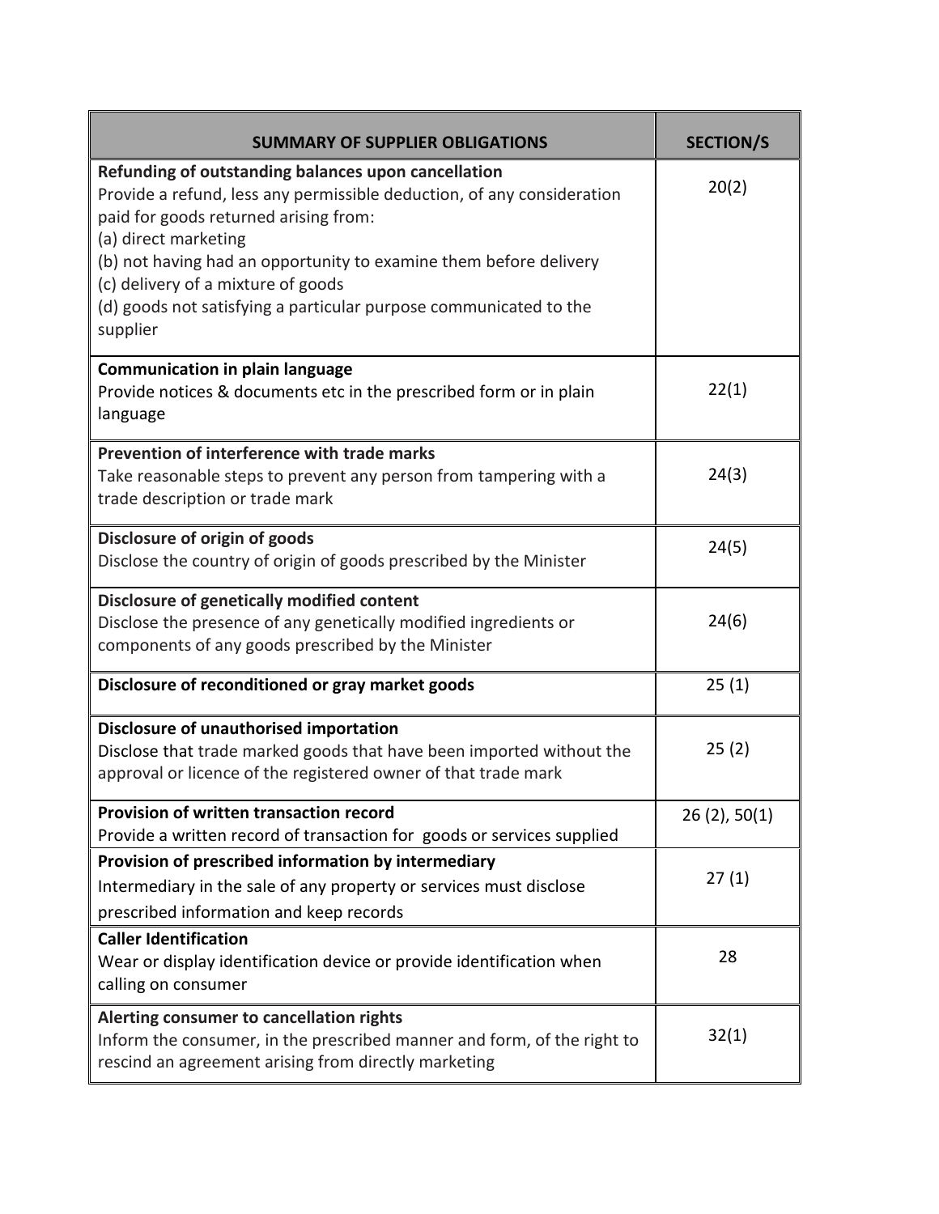| SUMMARY OF SUPPLIER OBLIGATIONS | SECTION/S |
| --- | --- |
| **Refunding of outstanding balances upon cancellation**<br>Provide a refund, less any permissible deduction, of any consideration paid for goods returned arising from:<br>(a) direct marketing<br>(b) not having had an opportunity to examine them before delivery<br>(c) delivery of a mixture of goods<br>(d) goods not satisfying a particular purpose communicated to the supplier | 20(2) |
| **Communication in plain language**<br>Provide notices & documents etc in the prescribed form or in plain language | 22(1) |
| **Prevention of interference with trade marks**<br>Take reasonable steps to prevent any person from tampering with a trade description or trade mark | 24(3) |
| **Disclosure of origin of goods**<br>Disclose the country of origin of goods prescribed by the Minister | 24(5) |
| **Disclosure of genetically modified content**<br>Disclose the presence of any genetically modified ingredients or components of any goods prescribed by the Minister | 24(6) |
| **Disclosure of reconditioned or gray market goods** | 25 (1) |
| **Disclosure of unauthorised importation**<br>Disclose that trade marked goods that have been imported without the approval or licence of the registered owner of that trade mark | 25 (2) |
| **Provision of written transaction record**<br>Provide a written record of transaction for goods or services supplied | 26 (2), 50(1) |
| **Provision of prescribed information by intermediary**<br>Intermediary in the sale of any property or services must disclose prescribed information and keep records | 27 (1) |
| **Caller Identification**<br>Wear or display identification device or provide identification when calling on consumer | 28 |
| **Alerting consumer to cancellation rights**<br>Inform the consumer, in the prescribed manner and form, of the right to rescind an agreement arising from directly marketing | 32(1) |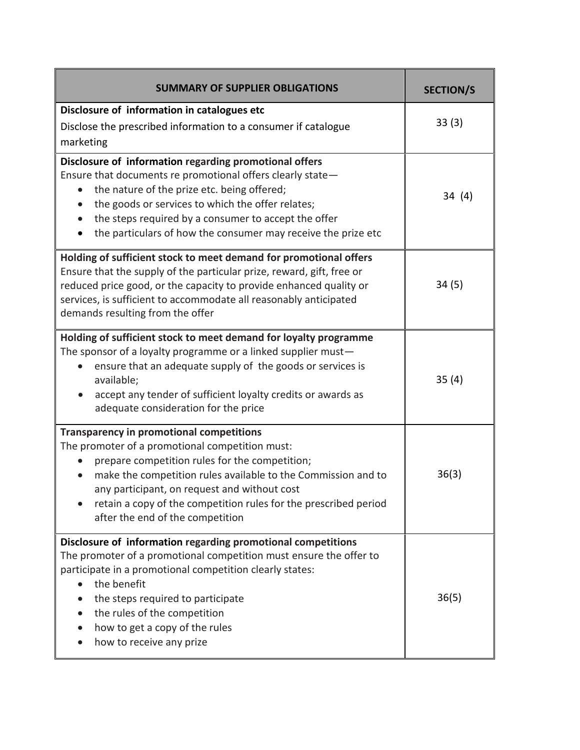| SUMMARY OF SUPPLIER OBLIGATIONS | SECTION/S |
| --- | --- |
| **Disclosure of information in catalogues etc**<br>Disclose the prescribed information to a consumer if catalogue marketing | 33 (3) |
| **Disclosure of information regarding promotional offers**<br>Ensure that documents re promotional offers clearly state—<br>• the nature of the prize etc. being offered;<br>• the goods or services to which the offer relates;<br>• the steps required by a consumer to accept the offer<br>• the particulars of how the consumer may receive the prize etc | 34 (4) |
| **Holding of sufficient stock to meet demand for promotional offers**<br>Ensure that the supply of the particular prize, reward, gift, free or reduced price good, or the capacity to provide enhanced quality or services, is sufficient to accommodate all reasonably anticipated demands resulting from the offer | 34 (5) |
| **Holding of sufficient stock to meet demand for loyalty programme**<br>The sponsor of a loyalty programme or a linked supplier must—<br>• ensure that an adequate supply of the goods or services is available;<br>• accept any tender of sufficient loyalty credits or awards as adequate consideration for the price | 35 (4) |
| **Transparency in promotional competitions**<br>The promoter of a promotional competition must:<br>• prepare competition rules for the competition;<br>• make the competition rules available to the Commission and to any participant, on request and without cost<br>• retain a copy of the competition rules for the prescribed period after the end of the competition | 36(3) |
| **Disclosure of information regarding promotional competitions**<br>The promoter of a promotional competition must ensure the offer to participate in a promotional competition clearly states:<br>• the benefit<br>• the steps required to participate<br>• the rules of the competition<br>• how to get a copy of the rules<br>• how to receive any prize | 36(5) |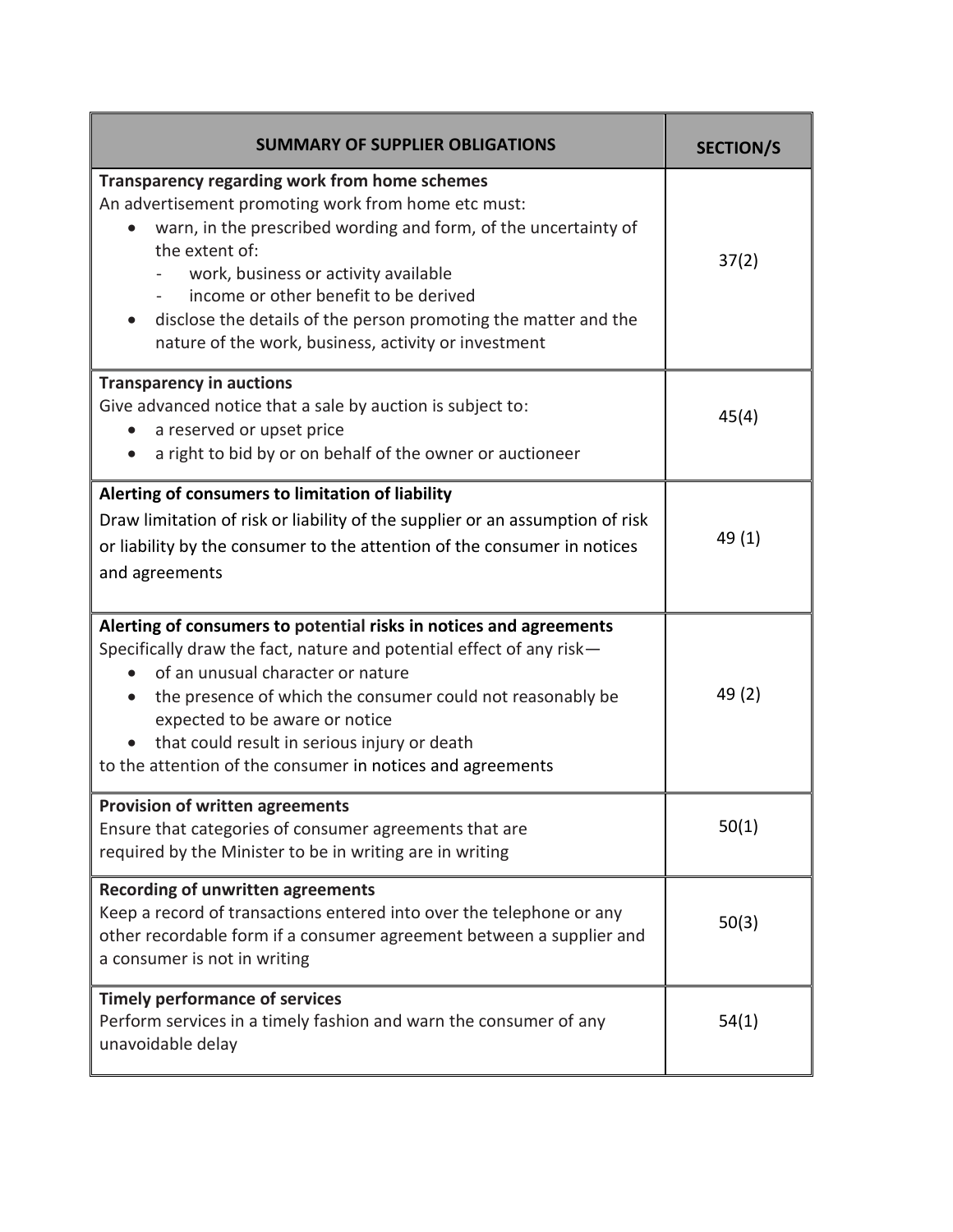| SUMMARY OF SUPPLIER OBLIGATIONS | SECTION/S |
|---|---|
| **Transparency regarding work from home schemes**<br>An advertisement promoting work from home etc must:<br>• warn, in the prescribed wording and form, of the uncertainty of the extent of:<br>- work, business or activity available<br>- income or other benefit to be derived<br>• disclose the details of the person promoting the matter and the nature of the work, business, activity or investment | 37(2) |
| **Transparency in auctions**<br>Give advanced notice that a sale by auction is subject to:<br>• a reserved or upset price<br>• a right to bid by or on behalf of the owner or auctioneer | 45(4) |
| **Alerting of consumers to limitation of liability**<br>Draw limitation of risk or liability of the supplier or an assumption of risk or liability by the consumer to the attention of the consumer in notices and agreements | 49 (1) |
| **Alerting of consumers to potential risks in notices and agreements**<br>Specifically draw the fact, nature and potential effect of any risk—<br>• of an unusual character or nature<br>• the presence of which the consumer could not reasonably be expected to be aware or notice<br>• that could result in serious injury or death<br>to the attention of the consumer in notices and agreements | 49 (2) |
| **Provision of written agreements**<br>Ensure that categories of consumer agreements that are required by the Minister to be in writing are in writing | 50(1) |
| **Recording of unwritten agreements**<br>Keep a record of transactions entered into over the telephone or any other recordable form if a consumer agreement between a supplier and a consumer is not in writing | 50(3) |
| **Timely performance of services**<br>Perform services in a timely fashion and warn the consumer of any unavoidable delay | 54(1) |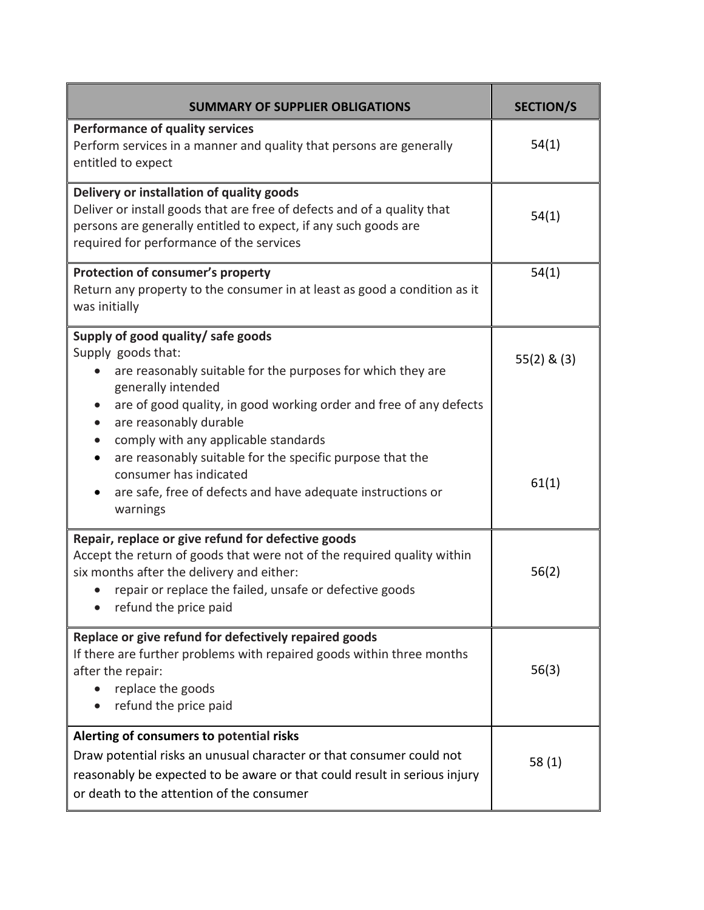| SUMMARY OF SUPPLIER OBLIGATIONS | SECTION/S |
|---|---|
| **Performance of quality services**<br>Perform services in a manner and quality that persons are generally entitled to expect | 54(1) |
| **Delivery or installation of quality goods**<br>Deliver or install goods that are free of defects and of a quality that persons are generally entitled to expect, if any such goods are required for performance of the services | 54(1) |
| **Protection of consumer's property**<br>Return any property to the consumer in at least as good a condition as it was initially | 54(1) |
| **Supply of good quality/ safe goods**<br>Supply goods that:<br>• are reasonably suitable for the purposes for which they are generally intended<br>• are of good quality, in good working order and free of any defects<br>• are reasonably durable<br>• comply with any applicable standards<br>• are reasonably suitable for the specific purpose that the consumer has indicated<br>• are safe, free of defects and have adequate instructions or warnings | 55(2) & (3)<br><br>61(1) |
| **Repair, replace or give refund for defective goods**<br>Accept the return of goods that were not of the required quality within six months after the delivery and either:<br>• repair or replace the failed, unsafe or defective goods<br>• refund the price paid | 56(2) |
| **Replace or give refund for defectively repaired goods**<br>If there are further problems with repaired goods within three months after the repair:<br>• replace the goods<br>• refund the price paid | 56(3) |
| **Alerting of consumers to potential risks**<br>Draw potential risks an unusual character or that consumer could not reasonably be expected to be aware or that could result in serious injury or death to the attention of the consumer | 58 (1) |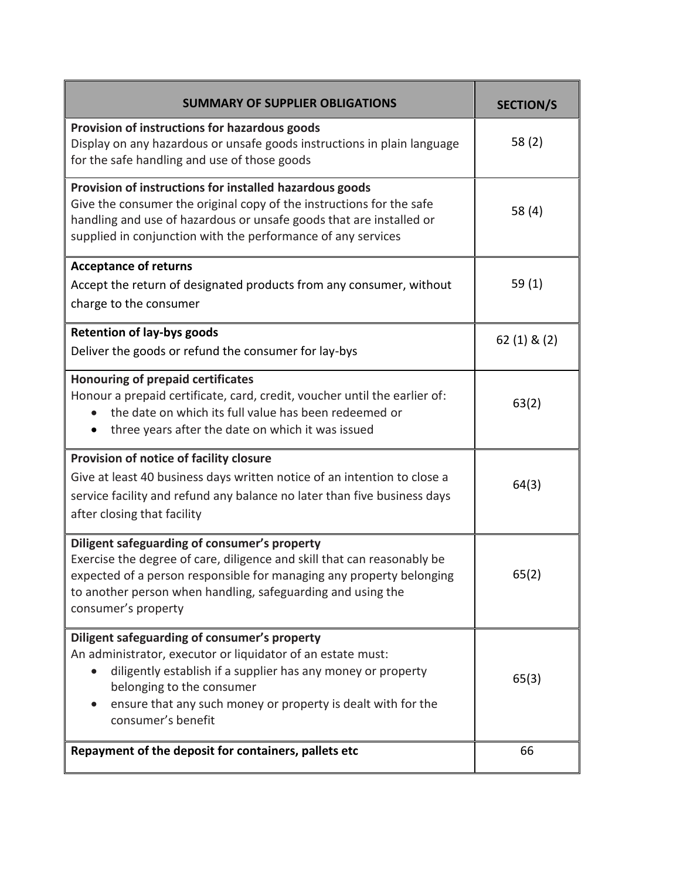| SUMMARY OF SUPPLIER OBLIGATIONS | SECTION/S |
|---|---|
| **Provision of instructions for hazardous goods**<br>Display on any hazardous or unsafe goods instructions in plain language for the safe handling and use of those goods | 58 (2) |
| **Provision of instructions for installed hazardous goods**<br>Give the consumer the original copy of the instructions for the safe handling and use of hazardous or unsafe goods that are installed or supplied in conjunction with the performance of any services | 58 (4) |
| **Acceptance of returns**<br>Accept the return of designated products from any consumer, without charge to the consumer | 59 (1) |
| **Retention of lay-bys goods**<br>Deliver the goods or refund the consumer for lay-bys | 62 (1) & (2) |
| **Honouring of prepaid certificates**<br>Honour a prepaid certificate, card, credit, voucher until the earlier of:<br>• the date on which its full value has been redeemed or<br>• three years after the date on which it was issued | 63(2) |
| **Provision of notice of facility closure**<br>Give at least 40 business days written notice of an intention to close a service facility and refund any balance no later than five business days after closing that facility | 64(3) |
| **Diligent safeguarding of consumer's property**<br>Exercise the degree of care, diligence and skill that can reasonably be expected of a person responsible for managing any property belonging to another person when handling, safeguarding and using the consumer's property | 65(2) |
| **Diligent safeguarding of consumer's property**<br>An administrator, executor or liquidator of an estate must:<br>• diligently establish if a supplier has any money or property belonging to the consumer<br>• ensure that any such money or property is dealt with for the consumer's benefit | 65(3) |
| **Repayment of the deposit for containers, pallets etc** | 66 |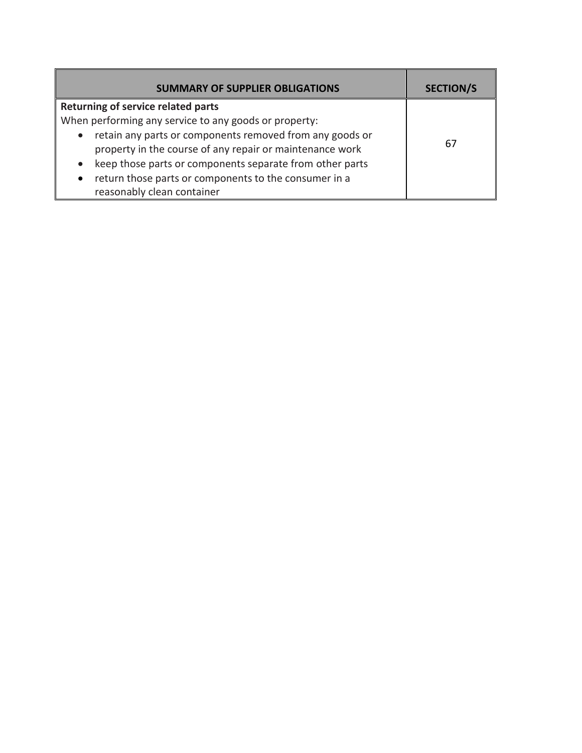| SUMMARY OF SUPPLIER OBLIGATIONS | SECTION/S |
| --- | --- |
| **Returning of service related parts**<br>When performing any service to any goods or property:<br>• retain any parts or components removed from any goods or property in the course of any repair or maintenance work<br>• keep those parts or components separate from other parts<br>• return those parts or components to the consumer in a reasonably clean container | 67 |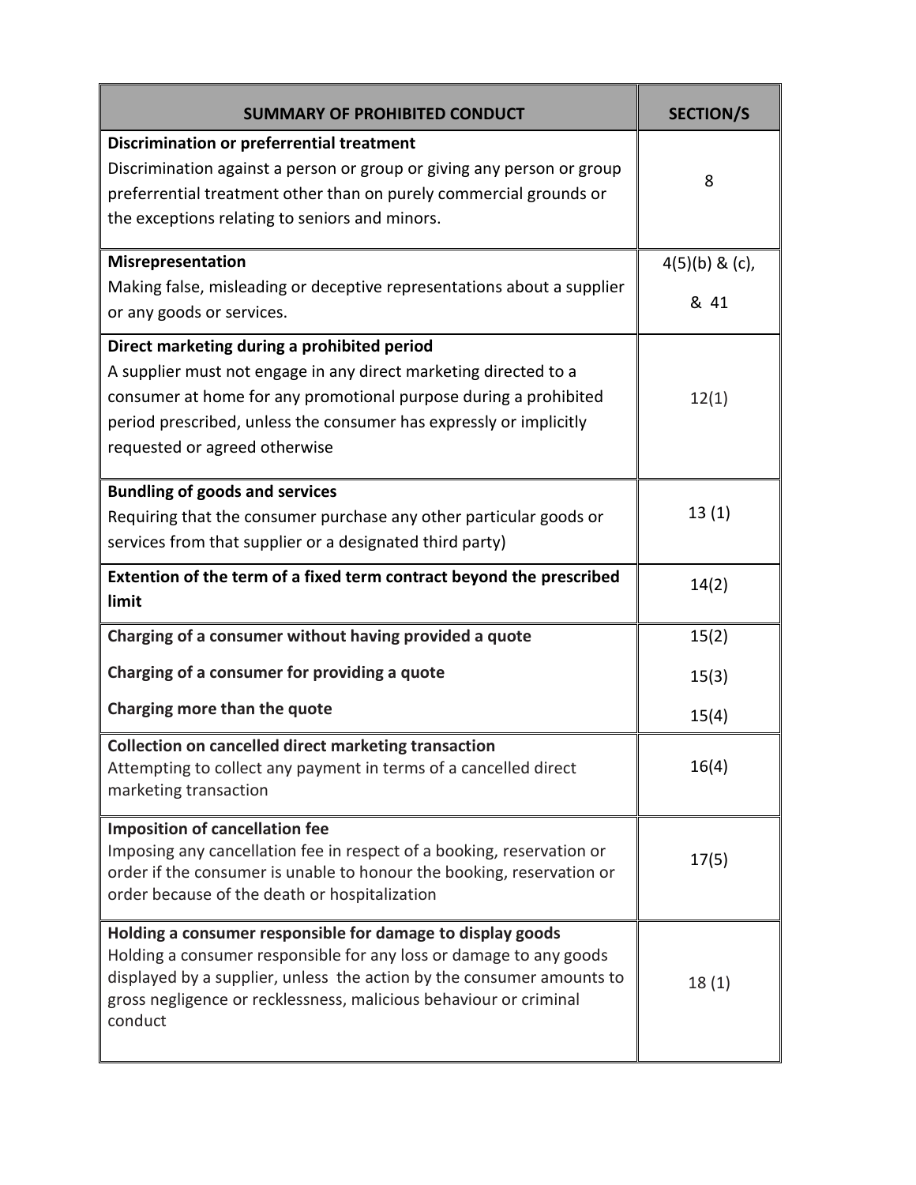| SUMMARY OF PROHIBITED CONDUCT | SECTION/S |
|---|---|
| **Discrimination or preferrential treatment**<br>Discrimination against a person or group or giving any person or group preferrential treatment other than on purely commercial grounds or the exceptions relating to seniors and minors. | 8 |
| **Misrepresentation**<br>Making false, misleading or deceptive representations about a supplier or any goods or services. | 4(5)(b) & (c),<br>& 41 |
| **Direct marketing during a prohibited period**<br>A supplier must not engage in any direct marketing directed to a consumer at home for any promotional purpose during a prohibited period prescribed, unless the consumer has expressly or implicitly requested or agreed otherwise | 12(1) |
| **Bundling of goods and services**<br>Requiring that the consumer purchase any other particular goods or services from that supplier or a designated third party) | 13 (1) |
| **Extention of the term of a fixed term contract beyond the prescribed limit** | 14(2) |
| **Charging of a consumer without having provided a quote**<br>**Charging of a consumer for providing a quote**<br>**Charging more than the quote** | 15(2)<br>15(3)<br>15(4) |
| **Collection on cancelled direct marketing transaction**<br>Attempting to collect any payment in terms of a cancelled direct marketing transaction | 16(4) |
| **Imposition of cancellation fee**<br>Imposing any cancellation fee in respect of a booking, reservation or order if the consumer is unable to honour the booking, reservation or order because of the death or hospitalization | 17(5) |
| **Holding a consumer responsible for damage to display goods**<br>Holding a consumer responsible for any loss or damage to any goods displayed by a supplier, unless the action by the consumer amounts to gross negligence or recklessness, malicious behaviour or criminal conduct | 18 (1) |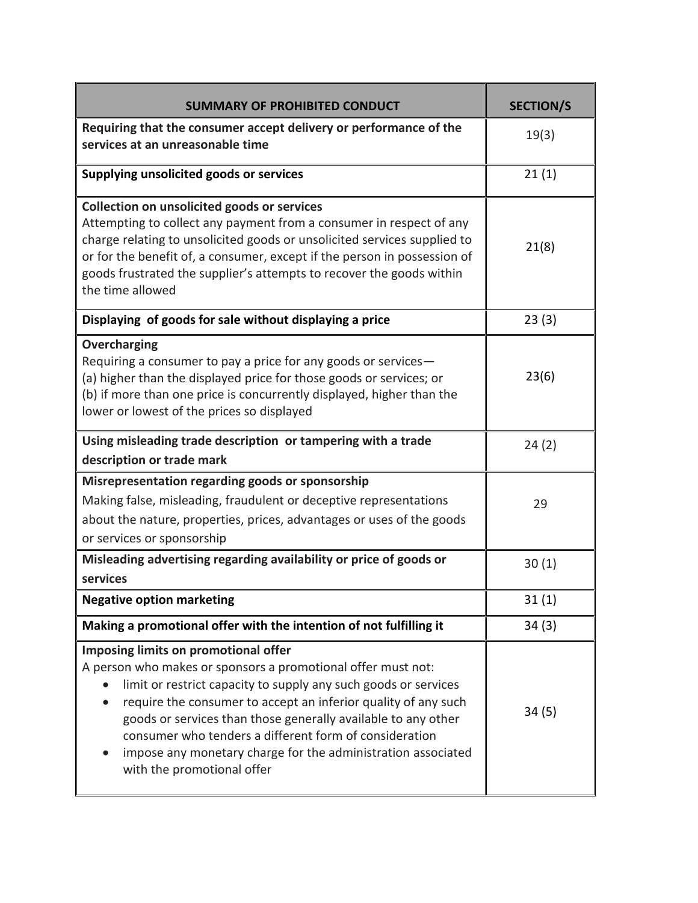| SUMMARY OF PROHIBITED CONDUCT | SECTION/S |
|---|---|
| **Requiring that the consumer accept delivery or performance of the services at an unreasonable time** | 19(3) |
| **Supplying unsolicited goods or services** | 21 (1) |
| **Collection on unsolicited goods or services**<br>Attempting to collect any payment from a consumer in respect of any charge relating to unsolicited goods or unsolicited services supplied to or for the benefit of, a consumer, except if the person in possession of goods frustrated the supplier's attempts to recover the goods within the time allowed | 21(8) |
| **Displaying of goods for sale without displaying a price** | 23 (3) |
| **Overcharging**<br>Requiring a consumer to pay a price for any goods or services—<br>(a) higher than the displayed price for those goods or services; or<br>(b) if more than one price is concurrently displayed, higher than the lower or lowest of the prices so displayed | 23(6) |
| **Using misleading trade description or tampering with a trade description or trade mark** | 24 (2) |
| **Misrepresentation regarding goods or sponsorship**<br>Making false, misleading, fraudulent or deceptive representations about the nature, properties, prices, advantages or uses of the goods or services or sponsorship | 29 |
| **Misleading advertising regarding availability or price of goods or services** | 30 (1) |
| **Negative option marketing** | 31 (1) |
| **Making a promotional offer with the intention of not fulfilling it** | 34 (3) |
| **Imposing limits on promotional offer**<br>A person who makes or sponsors a promotional offer must not:<br>• limit or restrict capacity to supply any such goods or services<br>• require the consumer to accept an inferior quality of any such goods or services than those generally available to any other consumer who tenders a different form of consideration<br>• impose any monetary charge for the administration associated with the promotional offer | 34 (5) |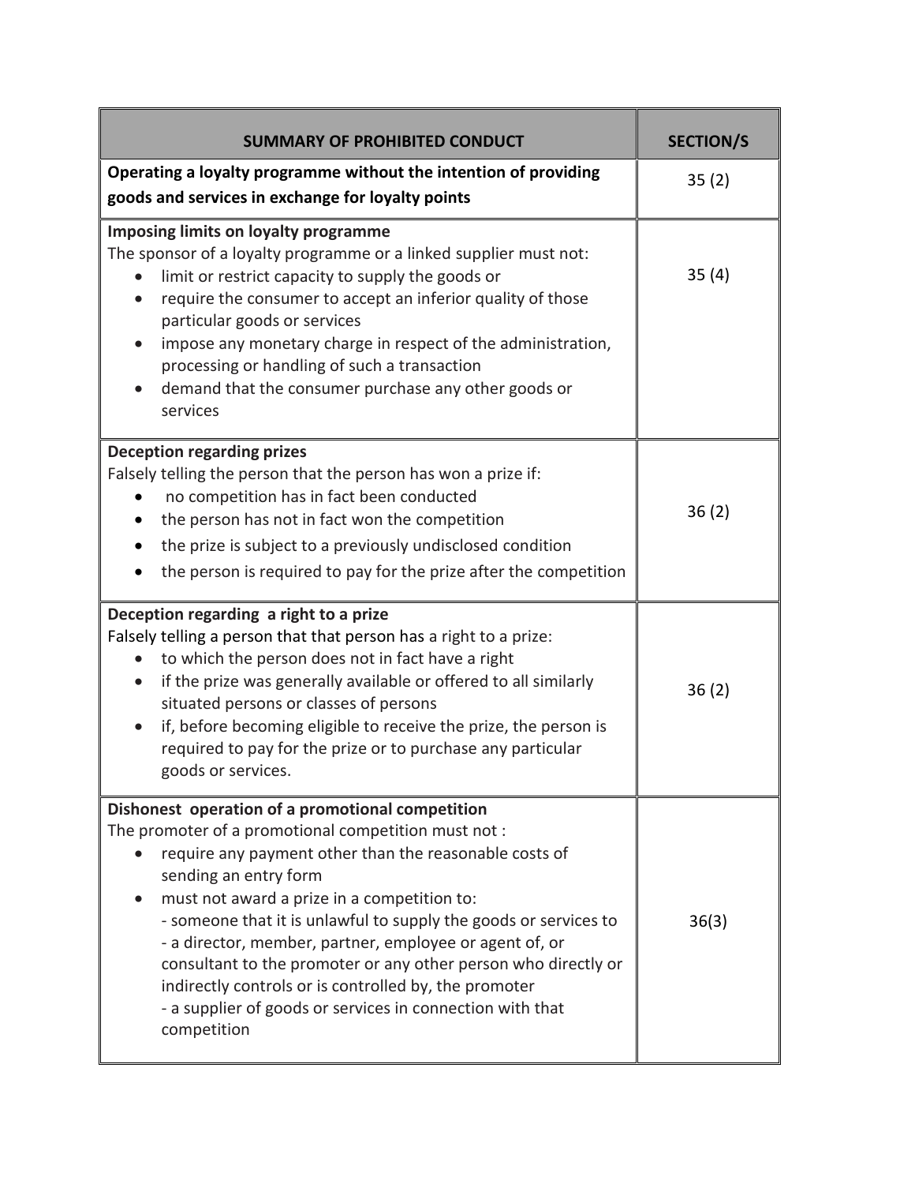| SUMMARY OF PROHIBITED CONDUCT | SECTION/S |
|---|---|
| **Operating a loyalty programme without the intention of providing goods and services in exchange for loyalty points** | 35 (2) |
| **Imposing limits on loyalty programme**<br>The sponsor of a loyalty programme or a linked supplier must not:<br>• limit or restrict capacity to supply the goods or<br>• require the consumer to accept an inferior quality of those particular goods or services<br>• impose any monetary charge in respect of the administration, processing or handling of such a transaction<br>• demand that the consumer purchase any other goods or services | 35 (4) |
| **Deception regarding prizes**<br>Falsely telling the person that the person has won a prize if:<br>• no competition has in fact been conducted<br>• the person has not in fact won the competition<br>• the prize is subject to a previously undisclosed condition<br>• the person is required to pay for the prize after the competition | 36 (2) |
| **Deception regarding a right to a prize**<br>Falsely telling a person that that person has a right to a prize:<br>• to which the person does not in fact have a right<br>• if the prize was generally available or offered to all similarly situated persons or classes of persons<br>• if, before becoming eligible to receive the prize, the person is required to pay for the prize or to purchase any particular goods or services. | 36 (2) |
| **Dishonest operation of a promotional competition**<br>The promoter of a promotional competition must not :<br>• require any payment other than the reasonable costs of sending an entry form<br>• must not award a prize in a competition to:<br>- someone that it is unlawful to supply the goods or services to<br>- a director, member, partner, employee or agent of, or consultant to the promoter or any other person who directly or indirectly controls or is controlled by, the promoter<br>- a supplier of goods or services in connection with that competition | 36(3) |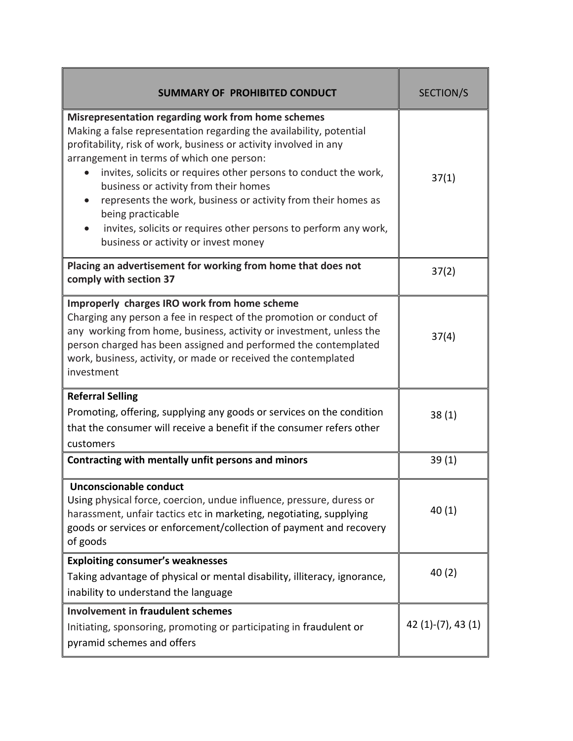| **SUMMARY OF PROHIBITED CONDUCT** | SECTION/S |
|---|---|
| **Misrepresentation regarding work from home schemes**<br>Making a false representation regarding the availability, potential profitability, risk of work, business or activity involved in any arrangement in terms of which one person:<br>• invites, solicits or requires other persons to conduct the work, business or activity from their homes<br>• represents the work, business or activity from their homes as being practicable<br>• invites, solicits or requires other persons to perform any work, business or activity or invest money | 37(1) |
| **Placing an advertisement for working from home that does not comply with section 37** | 37(2) |
| **Improperly charges IRO work from home scheme**<br>Charging any person a fee in respect of the promotion or conduct of any working from home, business, activity or investment, unless the person charged has been assigned and performed the contemplated work, business, activity, or made or received the contemplated investment | 37(4) |
| **Referral Selling**<br>Promoting, offering, supplying any goods or services on the condition that the consumer will receive a benefit if the consumer refers other customers | 38 (1) |
| **Contracting with mentally unfit persons and minors** | 39 (1) |
| **Unconscionable conduct**<br>Using physical force, coercion, undue influence, pressure, duress or harassment, unfair tactics etc in marketing, negotiating, supplying goods or services or enforcement/collection of payment and recovery of goods | 40 (1) |
| **Exploiting consumer's weaknesses**<br>Taking advantage of physical or mental disability, illiteracy, ignorance, inability to understand the language | 40 (2) |
| **Involvement in fraudulent schemes**<br>Initiating, sponsoring, promoting or participating in fraudulent or pyramid schemes and offers | 42 (1)-(7), 43 (1) |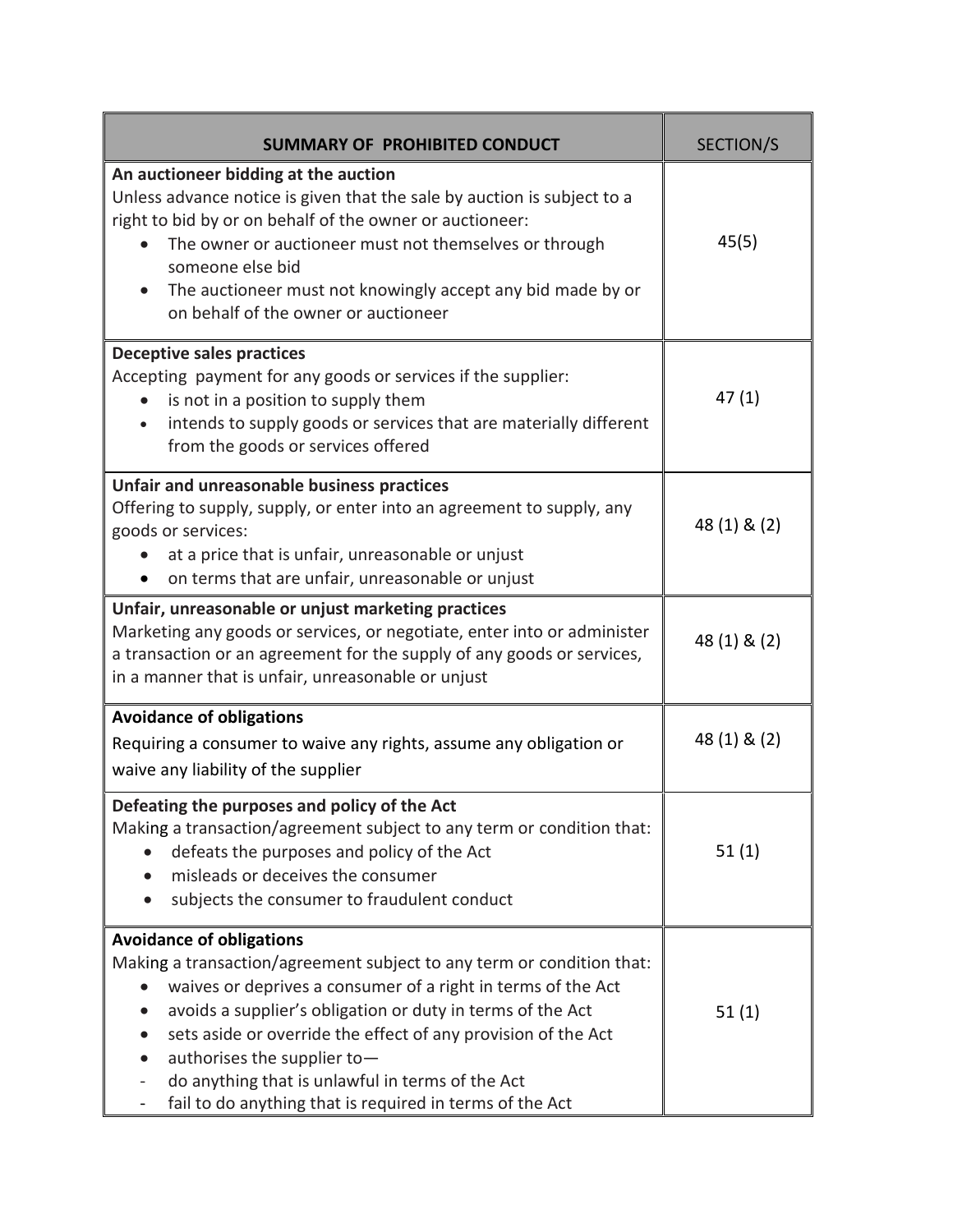| SUMMARY OF PROHIBITED CONDUCT | SECTION/S |
| --- | --- |
| **An auctioneer bidding at the auction**<br>Unless advance notice is given that the sale by auction is subject to a right to bid by or on behalf of the owner or auctioneer:<br>• The owner or auctioneer must not themselves or through someone else bid<br>• The auctioneer must not knowingly accept any bid made by or on behalf of the owner or auctioneer | 45(5) |
| **Deceptive sales practices**<br>Accepting payment for any goods or services if the supplier:<br>• is not in a position to supply them<br>• intends to supply goods or services that are materially different from the goods or services offered | 47 (1) |
| **Unfair and unreasonable business practices**<br>Offering to supply, supply, or enter into an agreement to supply, any goods or services:<br>• at a price that is unfair, unreasonable or unjust<br>• on terms that are unfair, unreasonable or unjust | 48 (1) & (2) |
| **Unfair, unreasonable or unjust marketing practices**<br>Marketing any goods or services, or negotiate, enter into or administer a transaction or an agreement for the supply of any goods or services, in a manner that is unfair, unreasonable or unjust | 48 (1) & (2) |
| **Avoidance of obligations**<br>Requiring a consumer to waive any rights, assume any obligation or waive any liability of the supplier | 48 (1) & (2) |
| **Defeating the purposes and policy of the Act**<br>Making a transaction/agreement subject to any term or condition that:<br>• defeats the purposes and policy of the Act<br>• misleads or deceives the consumer<br>• subjects the consumer to fraudulent conduct | 51 (1) |
| **Avoidance of obligations**<br>Making a transaction/agreement subject to any term or condition that:<br>• waives or deprives a consumer of a right in terms of the Act<br>• avoids a supplier's obligation or duty in terms of the Act<br>• sets aside or override the effect of any provision of the Act<br>• authorises the supplier to—<br>- do anything that is unlawful in terms of the Act<br>- fail to do anything that is required in terms of the Act | 51 (1) |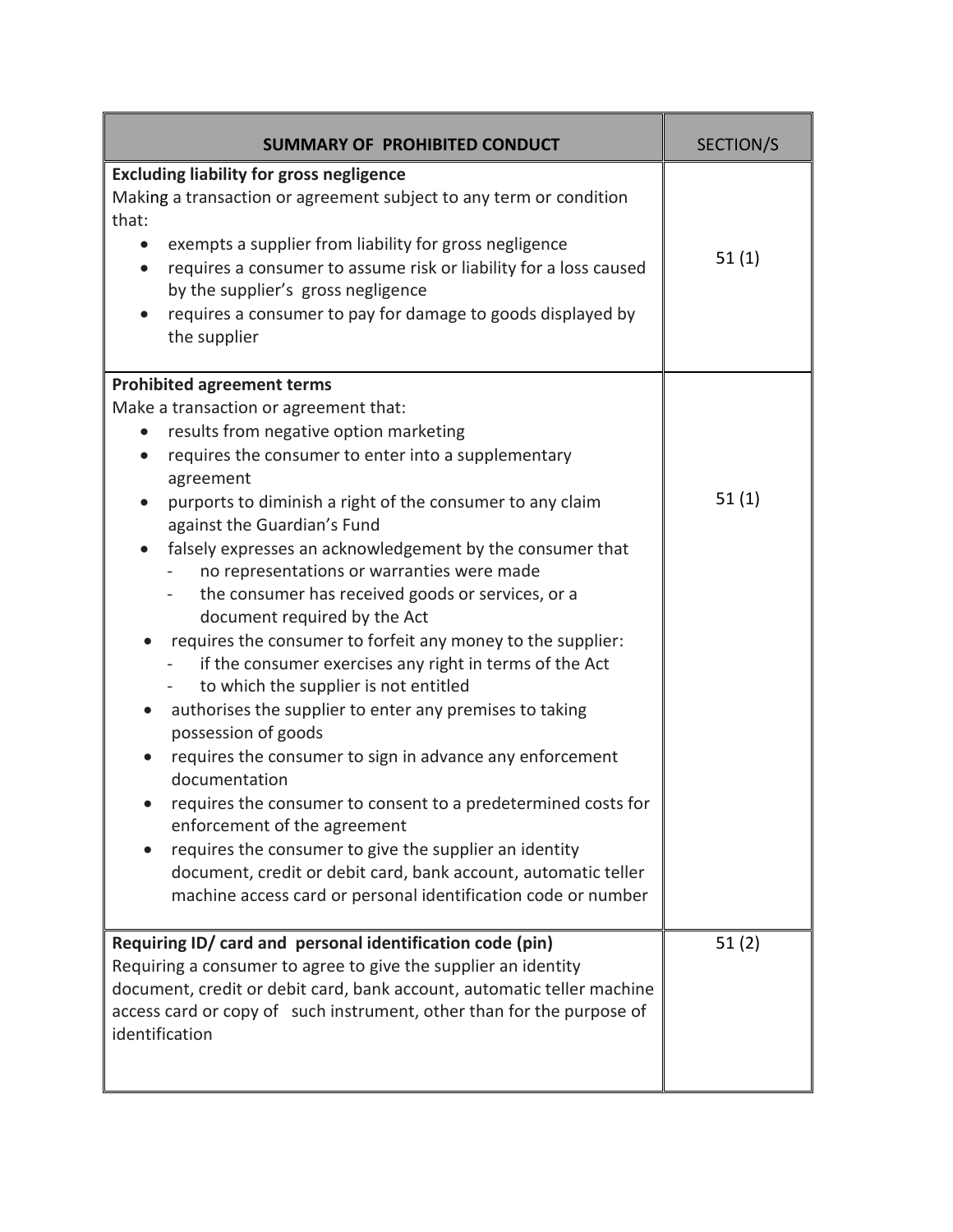| SUMMARY OF PROHIBITED CONDUCT | SECTION/S |
|---|---|
| **Excluding liability for gross negligence**<br>Making a transaction or agreement subject to any term or condition that:<br>• exempts a supplier from liability for gross negligence<br>• requires a consumer to assume risk or liability for a loss caused by the supplier's gross negligence<br>• requires a consumer to pay for damage to goods displayed by the supplier | 51 (1) |
| **Prohibited agreement terms**<br>Make a transaction or agreement that:<br>• results from negative option marketing<br>• requires the consumer to enter into a supplementary agreement<br>• purports to diminish a right of the consumer to any claim against the Guardian's Fund<br>• falsely expresses an acknowledgement by the consumer that<br>- no representations or warranties were made<br>- the consumer has received goods or services, or a document required by the Act<br>• requires the consumer to forfeit any money to the supplier:<br>- if the consumer exercises any right in terms of the Act<br>- to which the supplier is not entitled<br>• authorises the supplier to enter any premises to taking possession of goods<br>• requires the consumer to sign in advance any enforcement documentation<br>• requires the consumer to consent to a predetermined costs for enforcement of the agreement<br>• requires the consumer to give the supplier an identity document, credit or debit card, bank account, automatic teller machine access card or personal identification code or number | 51 (1) |
| **Requiring ID/ card and personal identification code (pin)**<br>Requiring a consumer to agree to give the supplier an identity document, credit or debit card, bank account, automatic teller machine access card or copy of such instrument, other than for the purpose of identification | 51 (2) |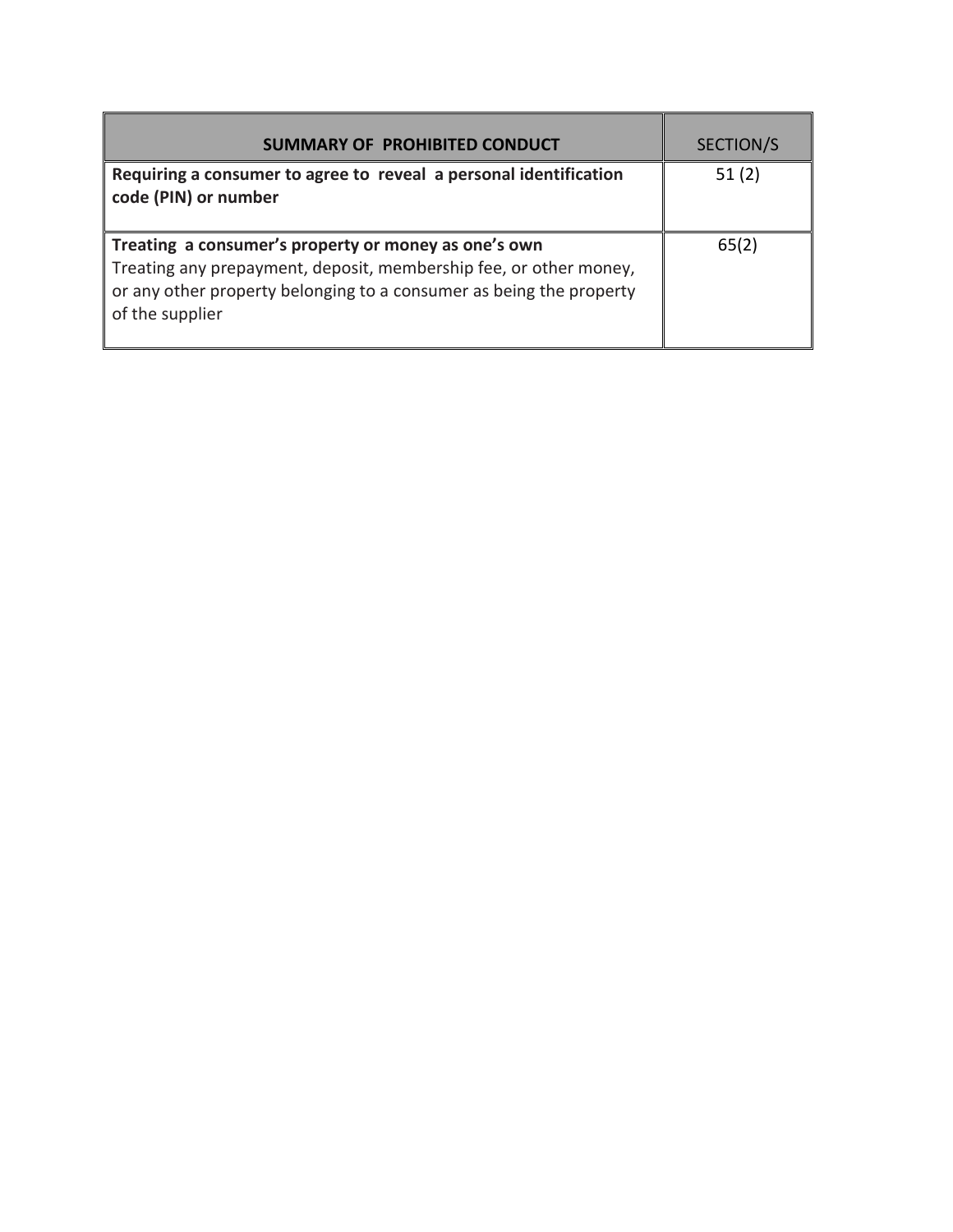| **SUMMARY OF PROHIBITED CONDUCT** | SECTION/S |
| --- | --- |
| **Requiring a consumer to agree to reveal a personal identification code (PIN) or number** | 51 (2) |
| **Treating a consumer's property or money as one's own** Treating any prepayment, deposit, membership fee, or other money, or any other property belonging to a consumer as being the property of the supplier | 65(2) |